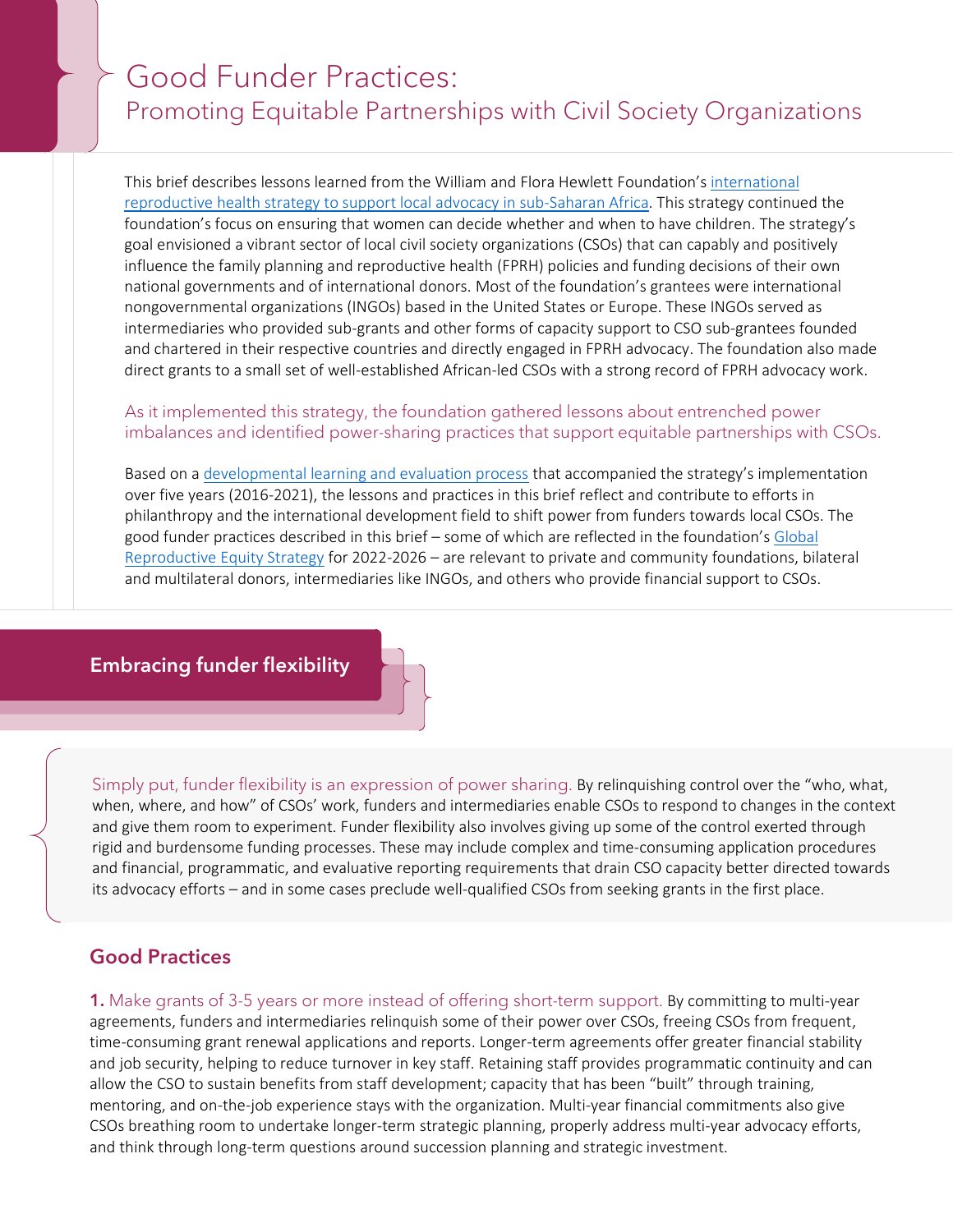# Good Funder Practices:
## Promoting Equitable Partnerships with Civil Society Organizations

This brief describes lessons learned from the William and Flora Hewlett Foundation's international reproductive health strategy to support local advocacy in sub-Saharan Africa. This strategy continued the foundation's focus on ensuring that women can decide whether and when to have children. The strategy's goal envisioned a vibrant sector of local civil society organizations (CSOs) that can capably and positively influence the family planning and reproductive health (FPRH) policies and funding decisions of their own national governments and of international donors. Most of the foundation's grantees were international nongovernmental organizations (INGOs) based in the United States or Europe. These INGOs served as intermediaries who provided sub-grants and other forms of capacity support to CSO sub-grantees founded and chartered in their respective countries and directly engaged in FPRH advocacy. The foundation also made direct grants to a small set of well-established African-led CSOs with a strong record of FPRH advocacy work.

As it implemented this strategy, the foundation gathered lessons about entrenched power imbalances and identified power-sharing practices that support equitable partnerships with CSOs.

Based on a developmental learning and evaluation process that accompanied the strategy's implementation over five years (2016-2021), the lessons and practices in this brief reflect and contribute to efforts in philanthropy and the international development field to shift power from funders towards local CSOs. The good funder practices described in this brief – some of which are reflected in the foundation's Global Reproductive Equity Strategy for 2022-2026 – are relevant to private and community foundations, bilateral and multilateral donors, intermediaries like INGOs, and others who provide financial support to CSOs.

## Embracing funder flexibility

Simply put, funder flexibility is an expression of power sharing. By relinquishing control over the "who, what, when, where, and how" of CSOs' work, funders and intermediaries enable CSOs to respond to changes in the context and give them room to experiment. Funder flexibility also involves giving up some of the control exerted through rigid and burdensome funding processes. These may include complex and time-consuming application procedures and financial, programmatic, and evaluative reporting requirements that drain CSO capacity better directed towards its advocacy efforts – and in some cases preclude well-qualified CSOs from seeking grants in the first place.

### Good Practices

**1.** Make grants of 3-5 years or more instead of offering short-term support. By committing to multi-year agreements, funders and intermediaries relinquish some of their power over CSOs, freeing CSOs from frequent, time-consuming grant renewal applications and reports. Longer-term agreements offer greater financial stability and job security, helping to reduce turnover in key staff. Retaining staff provides programmatic continuity and can allow the CSO to sustain benefits from staff development; capacity that has been "built" through training, mentoring, and on-the-job experience stays with the organization. Multi-year financial commitments also give CSOs breathing room to undertake longer-term strategic planning, properly address multi-year advocacy efforts, and think through long-term questions around succession planning and strategic investment.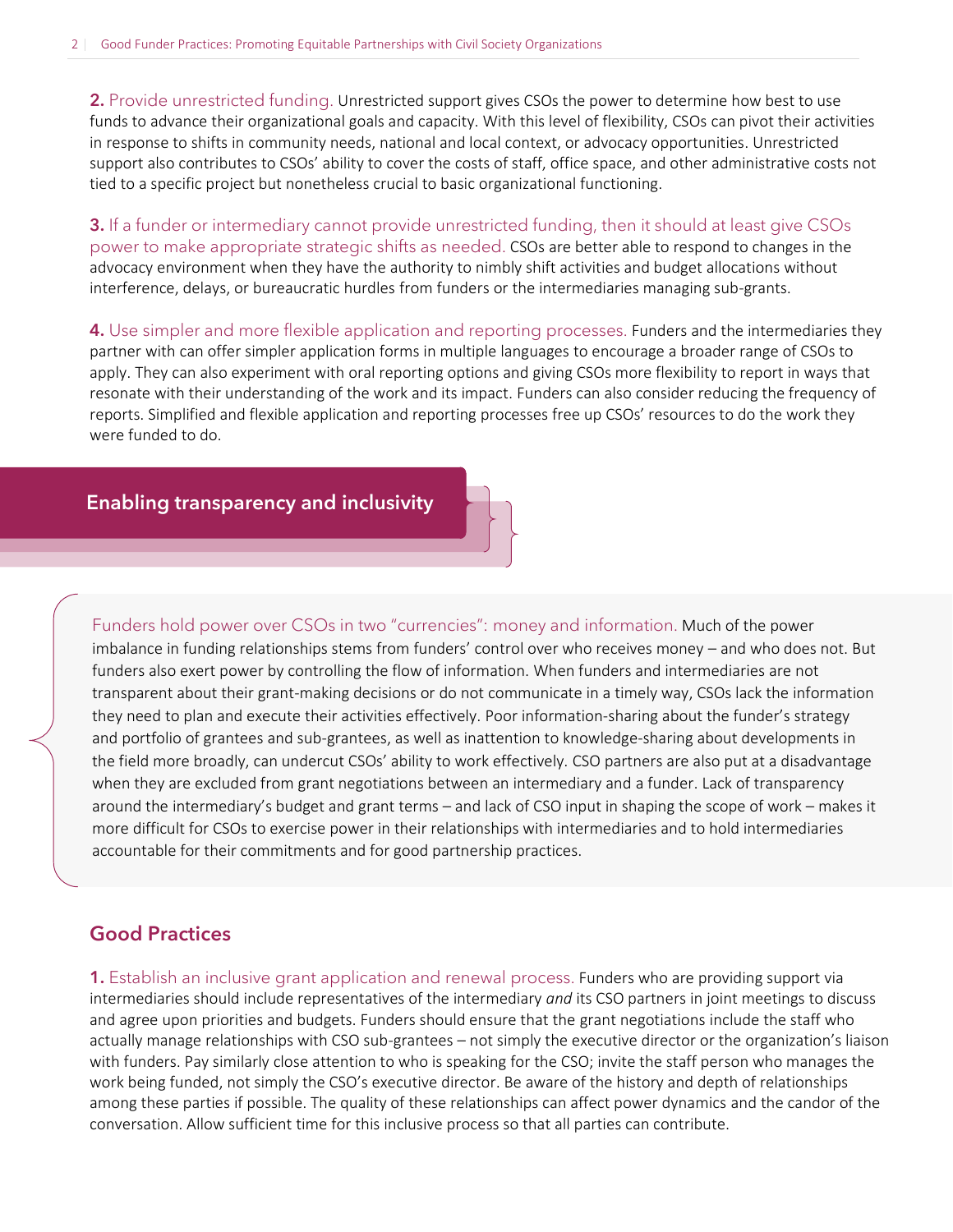**2.** Provide unrestricted funding. Unrestricted support gives CSOs the power to determine how best to use funds to advance their organizational goals and capacity. With this level of flexibility, CSOs can pivot their activities in response to shifts in community needs, national and local context, or advocacy opportunities. Unrestricted support also contributes to CSOs' ability to cover the costs of staff, office space, and other administrative costs not tied to a specific project but nonetheless crucial to basic organizational functioning.

**3.** If a funder or intermediary cannot provide unrestricted funding, then it should at least give CSOs power to make appropriate strategic shifts as needed. CSOs are better able to respond to changes in the advocacy environment when they have the authority to nimbly shift activities and budget allocations without interference, delays, or bureaucratic hurdles from funders or the intermediaries managing sub-grants.

**4.** Use simpler and more flexible application and reporting processes. Funders and the intermediaries they partner with can offer simpler application forms in multiple languages to encourage a broader range of CSOs to apply. They can also experiment with oral reporting options and giving CSOs more flexibility to report in ways that resonate with their understanding of the work and its impact. Funders can also consider reducing the frequency of reports. Simplified and flexible application and reporting processes free up CSOs' resources to do the work they were funded to do.

## Enabling transparency and inclusivity

Funders hold power over CSOs in two "currencies": money and information. Much of the power imbalance in funding relationships stems from funders' control over who receives money – and who does not. But funders also exert power by controlling the flow of information. When funders and intermediaries are not transparent about their grant-making decisions or do not communicate in a timely way, CSOs lack the information they need to plan and execute their activities effectively. Poor information-sharing about the funder's strategy and portfolio of grantees and sub-grantees, as well as inattention to knowledge-sharing about developments in the field more broadly, can undercut CSOs' ability to work effectively. CSO partners are also put at a disadvantage when they are excluded from grant negotiations between an intermediary and a funder. Lack of transparency around the intermediary's budget and grant terms – and lack of CSO input in shaping the scope of work – makes it more difficult for CSOs to exercise power in their relationships with intermediaries and to hold intermediaries accountable for their commitments and for good partnership practices.

### Good Practices

**1.** Establish an inclusive grant application and renewal process. Funders who are providing support via intermediaries should include representatives of the intermediary *and* its CSO partners in joint meetings to discuss and agree upon priorities and budgets. Funders should ensure that the grant negotiations include the staff who actually manage relationships with CSO sub-grantees – not simply the executive director or the organization's liaison with funders. Pay similarly close attention to who is speaking for the CSO; invite the staff person who manages the work being funded, not simply the CSO's executive director. Be aware of the history and depth of relationships among these parties if possible. The quality of these relationships can affect power dynamics and the candor of the conversation. Allow sufficient time for this inclusive process so that all parties can contribute.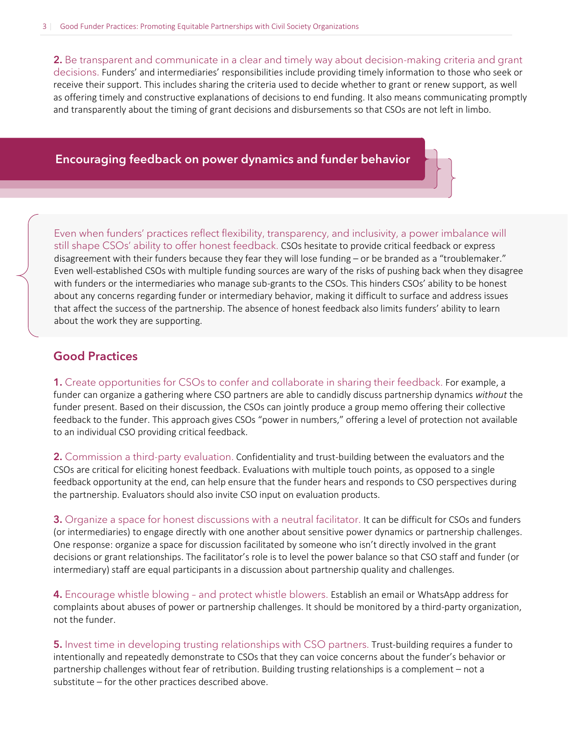**2.** Be transparent and communicate in a clear and timely way about decision-making criteria and grant decisions. Funders' and intermediaries' responsibilities include providing timely information to those who seek or receive their support. This includes sharing the criteria used to decide whether to grant or renew support, as well as offering timely and constructive explanations of decisions to end funding. It also means communicating promptly and transparently about the timing of grant decisions and disbursements so that CSOs are not left in limbo.

## Encouraging feedback on power dynamics and funder behavior

Even when funders' practices reflect flexibility, transparency, and inclusivity, a power imbalance will still shape CSOs' ability to offer honest feedback. CSOs hesitate to provide critical feedback or express disagreement with their funders because they fear they will lose funding – or be branded as a "troublemaker." Even well-established CSOs with multiple funding sources are wary of the risks of pushing back when they disagree with funders or the intermediaries who manage sub-grants to the CSOs. This hinders CSOs' ability to be honest about any concerns regarding funder or intermediary behavior, making it difficult to surface and address issues that affect the success of the partnership. The absence of honest feedback also limits funders' ability to learn about the work they are supporting.

### Good Practices

**1.** Create opportunities for CSOs to confer and collaborate in sharing their feedback. For example, a funder can organize a gathering where CSO partners are able to candidly discuss partnership dynamics *without* the funder present. Based on their discussion, the CSOs can jointly produce a group memo offering their collective feedback to the funder. This approach gives CSOs "power in numbers," offering a level of protection not available to an individual CSO providing critical feedback.

**2.** Commission a third-party evaluation. Confidentiality and trust-building between the evaluators and the CSOs are critical for eliciting honest feedback. Evaluations with multiple touch points, as opposed to a single feedback opportunity at the end, can help ensure that the funder hears and responds to CSO perspectives during the partnership. Evaluators should also invite CSO input on evaluation products.

**3.** Organize a space for honest discussions with a neutral facilitator. It can be difficult for CSOs and funders (or intermediaries) to engage directly with one another about sensitive power dynamics or partnership challenges. One response: organize a space for discussion facilitated by someone who isn't directly involved in the grant decisions or grant relationships. The facilitator's role is to level the power balance so that CSO staff and funder (or intermediary) staff are equal participants in a discussion about partnership quality and challenges.

**4.** Encourage whistle blowing – and protect whistle blowers. Establish an email or WhatsApp address for complaints about abuses of power or partnership challenges. It should be monitored by a third-party organization, not the funder.

**5.** Invest time in developing trusting relationships with CSO partners. Trust-building requires a funder to intentionally and repeatedly demonstrate to CSOs that they can voice concerns about the funder's behavior or partnership challenges without fear of retribution. Building trusting relationships is a complement – not a substitute – for the other practices described above.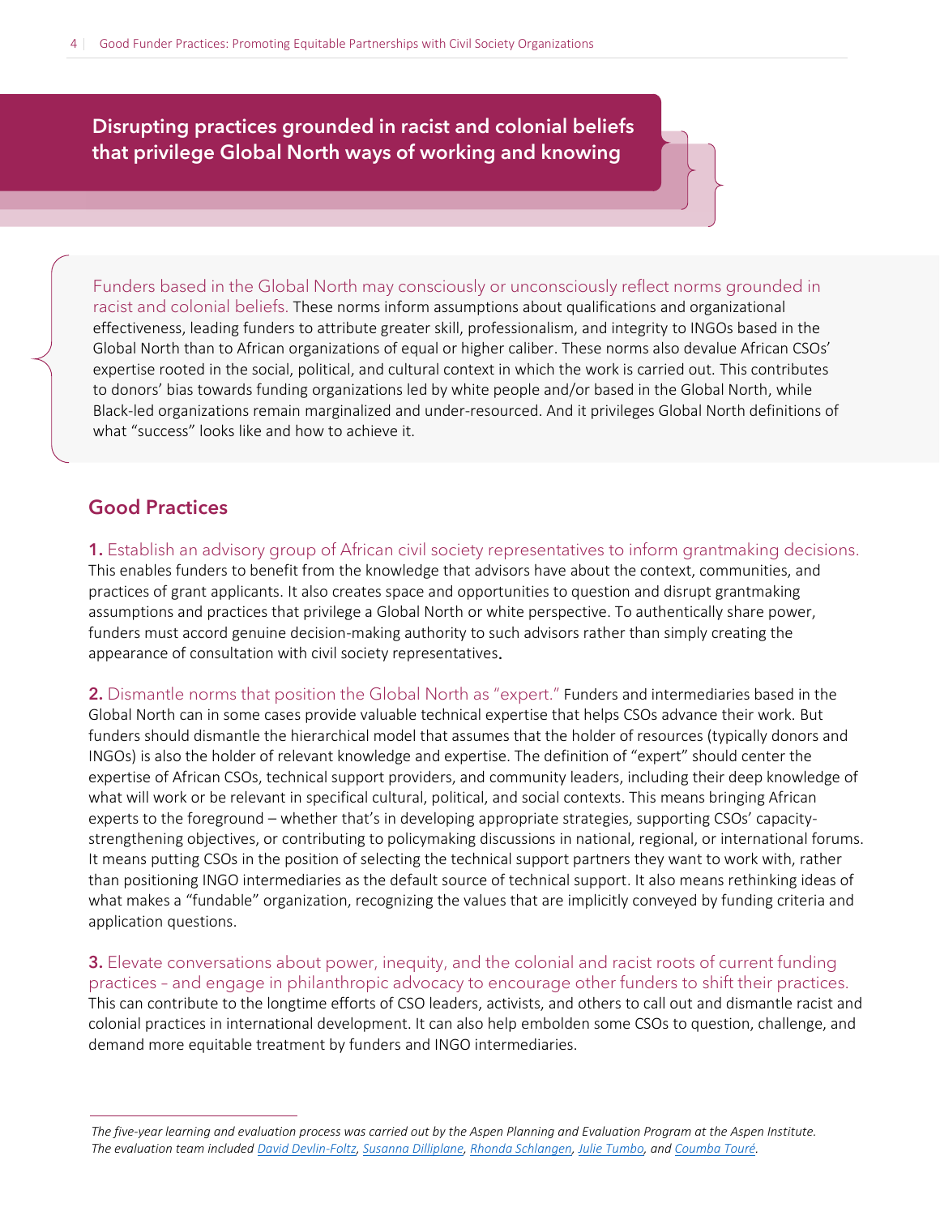## Disrupting practices grounded in racist and colonial beliefs that privilege Global North ways of working and knowing

Funders based in the Global North may consciously or unconsciously reflect norms grounded in racist and colonial beliefs. These norms inform assumptions about qualifications and organizational effectiveness, leading funders to attribute greater skill, professionalism, and integrity to INGOs based in the Global North than to African organizations of equal or higher caliber. These norms also devalue African CSOs' expertise rooted in the social, political, and cultural context in which the work is carried out. This contributes to donors' bias towards funding organizations led by white people and/or based in the Global North, while Black-led organizations remain marginalized and under-resourced. And it privileges Global North definitions of what "success" looks like and how to achieve it.

### Good Practices

**1.** Establish an advisory group of African civil society representatives to inform grantmaking decisions. This enables funders to benefit from the knowledge that advisors have about the context, communities, and practices of grant applicants. It also creates space and opportunities to question and disrupt grantmaking assumptions and practices that privilege a Global North or white perspective. To authentically share power, funders must accord genuine decision-making authority to such advisors rather than simply creating the appearance of consultation with civil society representatives.

**2.** Dismantle norms that position the Global North as "expert." Funders and intermediaries based in the Global North can in some cases provide valuable technical expertise that helps CSOs advance their work. But funders should dismantle the hierarchical model that assumes that the holder of resources (typically donors and INGOs) is also the holder of relevant knowledge and expertise. The definition of "expert" should center the expertise of African CSOs, technical support providers, and community leaders, including their deep knowledge of what will work or be relevant in specifical cultural, political, and social contexts. This means bringing African experts to the foreground – whether that's in developing appropriate strategies, supporting CSOs' capacity-strengthening objectives, or contributing to policymaking discussions in national, regional, or international forums. It means putting CSOs in the position of selecting the technical support partners they want to work with, rather than positioning INGO intermediaries as the default source of technical support. It also means rethinking ideas of what makes a "fundable" organization, recognizing the values that are implicitly conveyed by funding criteria and application questions.

**3.** Elevate conversations about power, inequity, and the colonial and racist roots of current funding practices – and engage in philanthropic advocacy to encourage other funders to shift their practices. This can contribute to the longtime efforts of CSO leaders, activists, and others to call out and dismantle racist and colonial practices in international development. It can also help embolden some CSOs to question, challenge, and demand more equitable treatment by funders and INGO intermediaries.

---

*The five-year learning and evaluation process was carried out by the Aspen Planning and Evaluation Program at the Aspen Institute. The evaluation team included David Devlin-Foltz, Susanna Dilliplane, Rhonda Schlangen, Julie Tumbo, and Coumba Touré.*